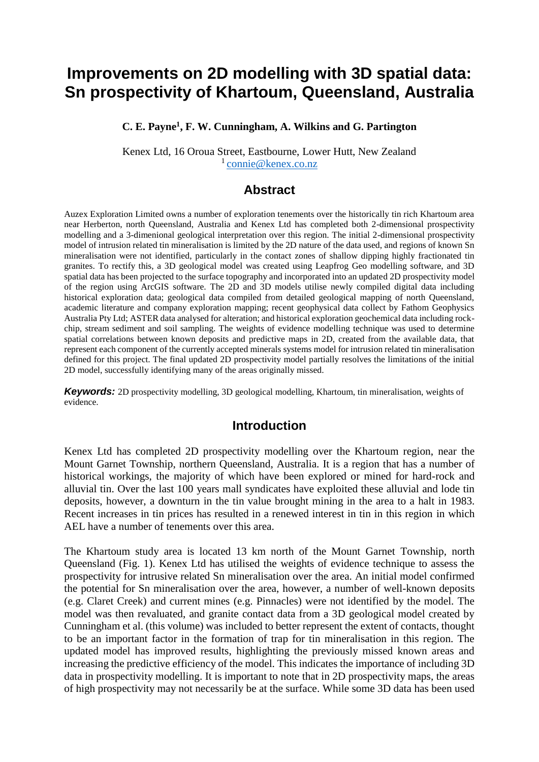# Improvements on 2D modelling with 3D spatial data: Sn prospectivity of Khartoum, Queensland, Australia

**C. E. Payne[1], F. W. Cunningham, A. Wilkins and G. Partington**

Kenex Ltd, 16 Oroua Street, Eastbourne, Lower Hutt, New Zealand
[1] connie@kenex.co.nz

## Abstract

Auzex Exploration Limited owns a number of exploration tenements over the historically tin rich Khartoum area near Herberton, north Queensland, Australia and Kenex Ltd has completed both 2-dimensional prospectivity modelling and a 3-dimenional geological interpretation over this region. The initial 2-dimensional prospectivity model of intrusion related tin mineralisation is limited by the 2D nature of the data used, and regions of known Sn mineralisation were not identified, particularly in the contact zones of shallow dipping highly fractionated tin granites. To rectify this, a 3D geological model was created using Leapfrog Geo modelling software, and 3D spatial data has been projected to the surface topography and incorporated into an updated 2D prospectivity model of the region using ArcGIS software. The 2D and 3D models utilise newly compiled digital data including historical exploration data; geological data compiled from detailed geological mapping of north Queensland, academic literature and company exploration mapping; recent geophysical data collect by Fathom Geophysics Australia Pty Ltd; ASTER data analysed for alteration; and historical exploration geochemical data including rock-chip, stream sediment and soil sampling. The weights of evidence modelling technique was used to determine spatial correlations between known deposits and predictive maps in 2D, created from the available data, that represent each component of the currently accepted minerals systems model for intrusion related tin mineralisation defined for this project. The final updated 2D prospectivity model partially resolves the limitations of the initial 2D model, successfully identifying many of the areas originally missed.

***Keywords:*** 2D prospectivity modelling, 3D geological modelling, Khartoum, tin mineralisation, weights of evidence.

## Introduction

Kenex Ltd has completed 2D prospectivity modelling over the Khartoum region, near the Mount Garnet Township, northern Queensland, Australia. It is a region that has a number of historical workings, the majority of which have been explored or mined for hard-rock and alluvial tin. Over the last 100 years mall syndicates have exploited these alluvial and lode tin deposits, however, a downturn in the tin value brought mining in the area to a halt in 1983. Recent increases in tin prices has resulted in a renewed interest in tin in this region in which AEL have a number of tenements over this area.

The Khartoum study area is located 13 km north of the Mount Garnet Township, north Queensland (Fig. 1). Kenex Ltd has utilised the weights of evidence technique to assess the prospectivity for intrusive related Sn mineralisation over the area. An initial model confirmed the potential for Sn mineralisation over the area, however, a number of well-known deposits (e.g. Claret Creek) and current mines (e.g. Pinnacles) were not identified by the model. The model was then revaluated, and granite contact data from a 3D geological model created by Cunningham et al. (this volume) was included to better represent the extent of contacts, thought to be an important factor in the formation of trap for tin mineralisation in this region. The updated model has improved results, highlighting the previously missed known areas and increasing the predictive efficiency of the model. This indicates the importance of including 3D data in prospectivity modelling. It is important to note that in 2D prospectivity maps, the areas of high prospectivity may not necessarily be at the surface. While some 3D data has been used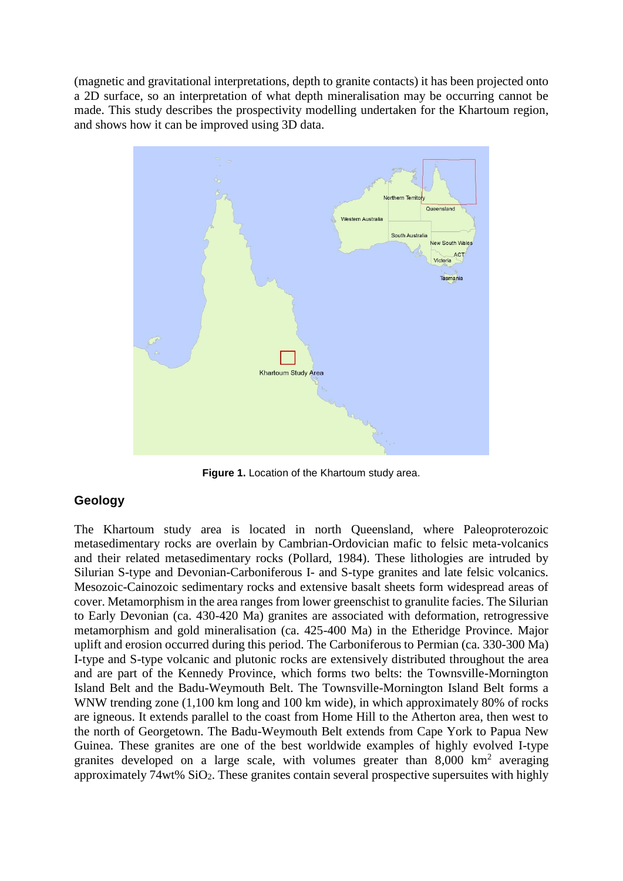(magnetic and gravitational interpretations, depth to granite contacts) it has been projected onto a 2D surface, so an interpretation of what depth mineralisation may be occurring cannot be made. This study describes the prospectivity modelling undertaken for the Khartoum region, and shows how it can be improved using 3D data.

**Figure 1.** Location of the Khartoum study area.

## Geology

The Khartoum study area is located in north Queensland, where Paleoproterozoic metasedimentary rocks are overlain by Cambrian-Ordovician mafic to felsic meta-volcanics and their related metasedimentary rocks (Pollard, 1984). These lithologies are intruded by Silurian S-type and Devonian-Carboniferous I- and S-type granites and late felsic volcanics. Mesozoic-Cainozoic sedimentary rocks and extensive basalt sheets form widespread areas of cover. Metamorphism in the area ranges from lower greenschist to granulite facies. The Silurian to Early Devonian (ca. 430-420 Ma) granites are associated with deformation, retrogressive metamorphism and gold mineralisation (ca. 425-400 Ma) in the Etheridge Province. Major uplift and erosion occurred during this period. The Carboniferous to Permian (ca. 330-300 Ma) I-type and S-type volcanic and plutonic rocks are extensively distributed throughout the area and are part of the Kennedy Province, which forms two belts: the Townsville-Mornington Island Belt and the Badu-Weymouth Belt. The Townsville-Mornington Island Belt forms a WNW trending zone (1,100 km long and 100 km wide), in which approximately 80% of rocks are igneous. It extends parallel to the coast from Home Hill to the Atherton area, then west to the north of Georgetown. The Badu-Weymouth Belt extends from Cape York to Papua New Guinea. These granites are one of the best worldwide examples of highly evolved I-type granites developed on a large scale, with volumes greater than 8,000 km$^2$ averaging approximately 74wt% $SiO_2$. These granites contain several prospective supersuites with highly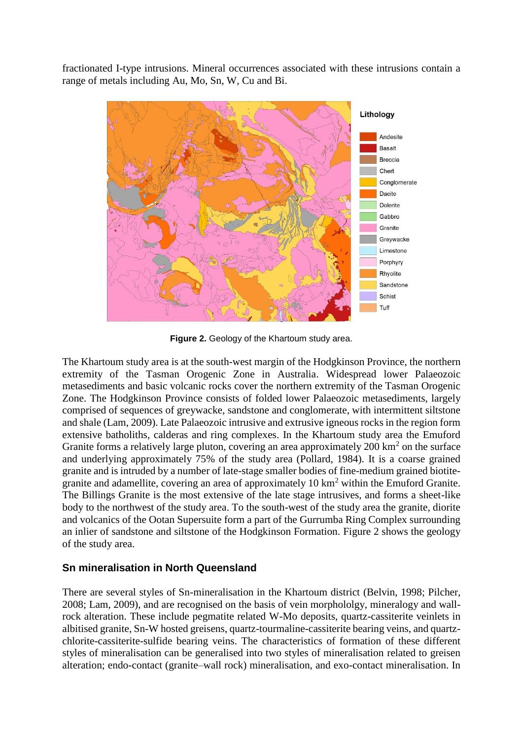fractionated I-type intrusions. Mineral occurrences associated with these intrusions contain a range of metals including Au, Mo, Sn, W, Cu and Bi.

**Figure 2.** Geology of the Khartoum study area.

The Khartoum study area is at the south-west margin of the Hodgkinson Province, the northern extremity of the Tasman Orogenic Zone in Australia. Widespread lower Palaeozoic metasediments and basic volcanic rocks cover the northern extremity of the Tasman Orogenic Zone. The Hodgkinson Province consists of folded lower Palaeozoic metasediments, largely comprised of sequences of greywacke, sandstone and conglomerate, with intermittent siltstone and shale (Lam, 2009). Late Palaeozoic intrusive and extrusive igneous rocks in the region form extensive batholiths, calderas and ring complexes. In the Khartoum study area the Emuford Granite forms a relatively large pluton, covering an area approximately 200 km$^2$ on the surface and underlying approximately 75% of the study area (Pollard, 1984). It is a coarse grained granite and is intruded by a number of late-stage smaller bodies of fine-medium grained biotite-granite and adamellite, covering an area of approximately 10 km$^2$ within the Emuford Granite. The Billings Granite is the most extensive of the late stage intrusives, and forms a sheet-like body to the northwest of the study area. To the south-west of the study area the granite, diorite and volcanics of the Ootan Supersuite form a part of the Gurrumba Ring Complex surrounding an inlier of sandstone and siltstone of the Hodgkinson Formation. Figure 2 shows the geology of the study area.

## Sn mineralisation in North Queensland

There are several styles of Sn-mineralisation in the Khartoum district (Belvin, 1998; Pilcher, 2008; Lam, 2009), and are recognised on the basis of vein morpholology, mineralogy and wall-rock alteration. These include pegmatite related W-Mo deposits, quartz-cassiterite veinlets in albitised granite, Sn-W hosted greisens, quartz-tourmaline-cassiterite bearing veins, and quartz-chlorite-cassiterite-sulfide bearing veins. The characteristics of formation of these different styles of mineralisation can be generalised into two styles of mineralisation related to greisen alteration; endo-contact (granite–wall rock) mineralisation, and exo-contact mineralisation. In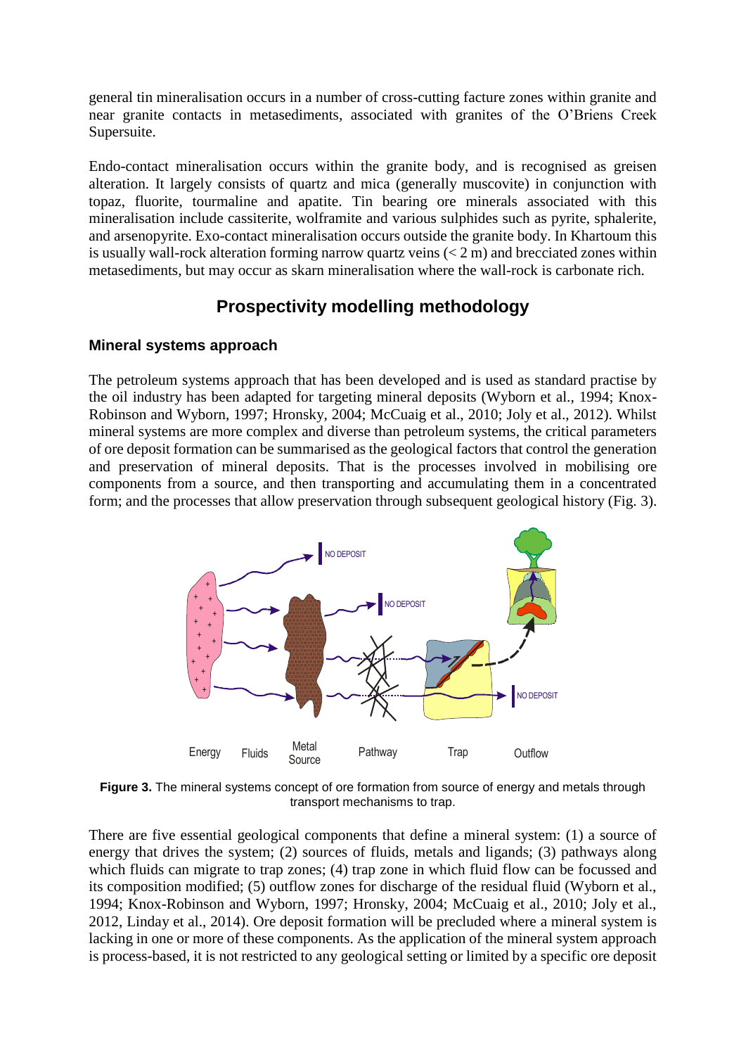general tin mineralisation occurs in a number of cross-cutting facture zones within granite and near granite contacts in metasediments, associated with granites of the O'Briens Creek Supersuite.

Endo-contact mineralisation occurs within the granite body, and is recognised as greisen alteration. It largely consists of quartz and mica (generally muscovite) in conjunction with topaz, fluorite, tourmaline and apatite. Tin bearing ore minerals associated with this mineralisation include cassiterite, wolframite and various sulphides such as pyrite, sphalerite, and arsenopyrite. Exo-contact mineralisation occurs outside the granite body. In Khartoum this is usually wall-rock alteration forming narrow quartz veins (< 2 m) and brecciated zones within metasediments, but may occur as skarn mineralisation where the wall-rock is carbonate rich.

## Prospectivity modelling methodology

### Mineral systems approach

The petroleum systems approach that has been developed and is used as standard practise by the oil industry has been adapted for targeting mineral deposits (Wyborn et al., 1994; Knox-Robinson and Wyborn, 1997; Hronsky, 2004; McCuaig et al., 2010; Joly et al., 2012). Whilst mineral systems are more complex and diverse than petroleum systems, the critical parameters of ore deposit formation can be summarised as the geological factors that control the generation and preservation of mineral deposits. That is the processes involved in mobilising ore components from a source, and then transporting and accumulating them in a concentrated form; and the processes that allow preservation through subsequent geological history (Fig. 3).

**Figure 3.** The mineral systems concept of ore formation from source of energy and metals through transport mechanisms to trap.

There are five essential geological components that define a mineral system: (1) a source of energy that drives the system; (2) sources of fluids, metals and ligands; (3) pathways along which fluids can migrate to trap zones; (4) trap zone in which fluid flow can be focussed and its composition modified; (5) outflow zones for discharge of the residual fluid (Wyborn et al., 1994; Knox-Robinson and Wyborn, 1997; Hronsky, 2004; McCuaig et al., 2010; Joly et al., 2012, Linday et al., 2014). Ore deposit formation will be precluded where a mineral system is lacking in one or more of these components. As the application of the mineral system approach is process-based, it is not restricted to any geological setting or limited by a specific ore deposit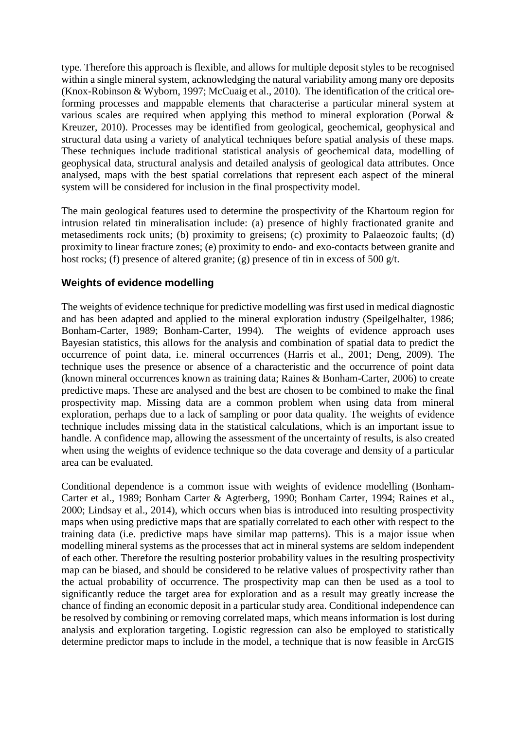type. Therefore this approach is flexible, and allows for multiple deposit styles to be recognised within a single mineral system, acknowledging the natural variability among many ore deposits (Knox-Robinson & Wyborn, 1997; McCuaig et al., 2010). The identification of the critical ore-forming processes and mappable elements that characterise a particular mineral system at various scales are required when applying this method to mineral exploration (Porwal & Kreuzer, 2010). Processes may be identified from geological, geochemical, geophysical and structural data using a variety of analytical techniques before spatial analysis of these maps. These techniques include traditional statistical analysis of geochemical data, modelling of geophysical data, structural analysis and detailed analysis of geological data attributes. Once analysed, maps with the best spatial correlations that represent each aspect of the mineral system will be considered for inclusion in the final prospectivity model.

The main geological features used to determine the prospectivity of the Khartoum region for intrusion related tin mineralisation include: (a) presence of highly fractionated granite and metasediments rock units; (b) proximity to greisens; (c) proximity to Palaeozoic faults; (d) proximity to linear fracture zones; (e) proximity to endo- and exo-contacts between granite and host rocks; (f) presence of altered granite; (g) presence of tin in excess of 500 g/t.

## Weights of evidence modelling

The weights of evidence technique for predictive modelling was first used in medical diagnostic and has been adapted and applied to the mineral exploration industry (Speilgelhalter, 1986; Bonham-Carter, 1989; Bonham-Carter, 1994). The weights of evidence approach uses Bayesian statistics, this allows for the analysis and combination of spatial data to predict the occurrence of point data, i.e. mineral occurrences (Harris et al., 2001; Deng, 2009). The technique uses the presence or absence of a characteristic and the occurrence of point data (known mineral occurrences known as training data; Raines & Bonham-Carter, 2006) to create predictive maps. These are analysed and the best are chosen to be combined to make the final prospectivity map. Missing data are a common problem when using data from mineral exploration, perhaps due to a lack of sampling or poor data quality. The weights of evidence technique includes missing data in the statistical calculations, which is an important issue to handle. A confidence map, allowing the assessment of the uncertainty of results, is also created when using the weights of evidence technique so the data coverage and density of a particular area can be evaluated.

Conditional dependence is a common issue with weights of evidence modelling (Bonham-Carter et al., 1989; Bonham Carter & Agterberg, 1990; Bonham Carter, 1994; Raines et al., 2000; Lindsay et al., 2014), which occurs when bias is introduced into resulting prospectivity maps when using predictive maps that are spatially correlated to each other with respect to the training data (i.e. predictive maps have similar map patterns). This is a major issue when modelling mineral systems as the processes that act in mineral systems are seldom independent of each other. Therefore the resulting posterior probability values in the resulting prospectivity map can be biased, and should be considered to be relative values of prospectivity rather than the actual probability of occurrence. The prospectivity map can then be used as a tool to significantly reduce the target area for exploration and as a result may greatly increase the chance of finding an economic deposit in a particular study area. Conditional independence can be resolved by combining or removing correlated maps, which means information is lost during analysis and exploration targeting. Logistic regression can also be employed to statistically determine predictor maps to include in the model, a technique that is now feasible in ArcGIS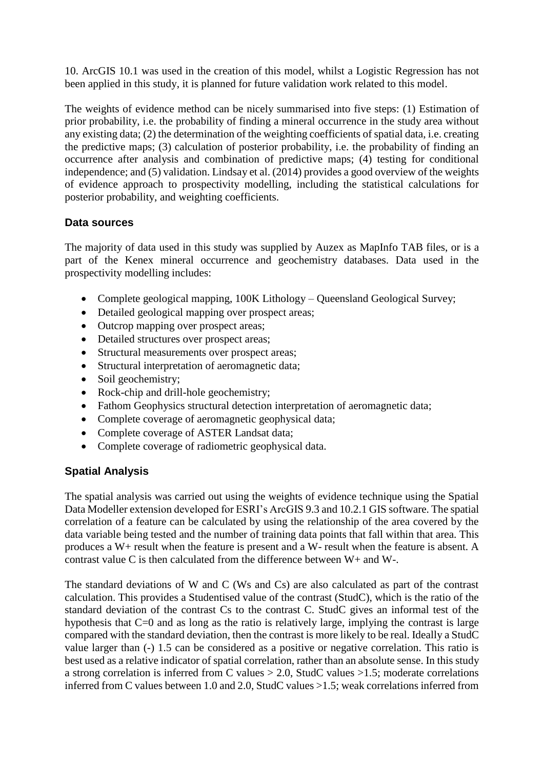10. ArcGIS 10.1 was used in the creation of this model, whilst a Logistic Regression has not been applied in this study, it is planned for future validation work related to this model.

The weights of evidence method can be nicely summarised into five steps: (1) Estimation of prior probability, i.e. the probability of finding a mineral occurrence in the study area without any existing data; (2) the determination of the weighting coefficients of spatial data, i.e. creating the predictive maps; (3) calculation of posterior probability, i.e. the probability of finding an occurrence after analysis and combination of predictive maps; (4) testing for conditional independence; and (5) validation. Lindsay et al. (2014) provides a good overview of the weights of evidence approach to prospectivity modelling, including the statistical calculations for posterior probability, and weighting coefficients.

### Data sources

The majority of data used in this study was supplied by Auzex as MapInfo TAB files, or is a part of the Kenex mineral occurrence and geochemistry databases. Data used in the prospectivity modelling includes:

- Complete geological mapping, 100K Lithology – Queensland Geological Survey;
- Detailed geological mapping over prospect areas;
- Outcrop mapping over prospect areas;
- Detailed structures over prospect areas;
- Structural measurements over prospect areas;
- Structural interpretation of aeromagnetic data;
- Soil geochemistry;
- Rock-chip and drill-hole geochemistry;
- Fathom Geophysics structural detection interpretation of aeromagnetic data;
- Complete coverage of aeromagnetic geophysical data;
- Complete coverage of ASTER Landsat data;
- Complete coverage of radiometric geophysical data.

### Spatial Analysis

The spatial analysis was carried out using the weights of evidence technique using the Spatial Data Modeller extension developed for ESRI's ArcGIS 9.3 and 10.2.1 GIS software. The spatial correlation of a feature can be calculated by using the relationship of the area covered by the data variable being tested and the number of training data points that fall within that area. This produces a W+ result when the feature is present and a W- result when the feature is absent. A contrast value C is then calculated from the difference between W+ and W-.

The standard deviations of W and C (Ws and Cs) are also calculated as part of the contrast calculation. This provides a Studentised value of the contrast (StudC), which is the ratio of the standard deviation of the contrast Cs to the contrast C. StudC gives an informal test of the hypothesis that C=0 and as long as the ratio is relatively large, implying the contrast is large compared with the standard deviation, then the contrast is more likely to be real. Ideally a StudC value larger than (-) 1.5 can be considered as a positive or negative correlation. This ratio is best used as a relative indicator of spatial correlation, rather than an absolute sense. In this study a strong correlation is inferred from C values > 2.0, StudC values >1.5; moderate correlations inferred from C values between 1.0 and 2.0, StudC values >1.5; weak correlations inferred from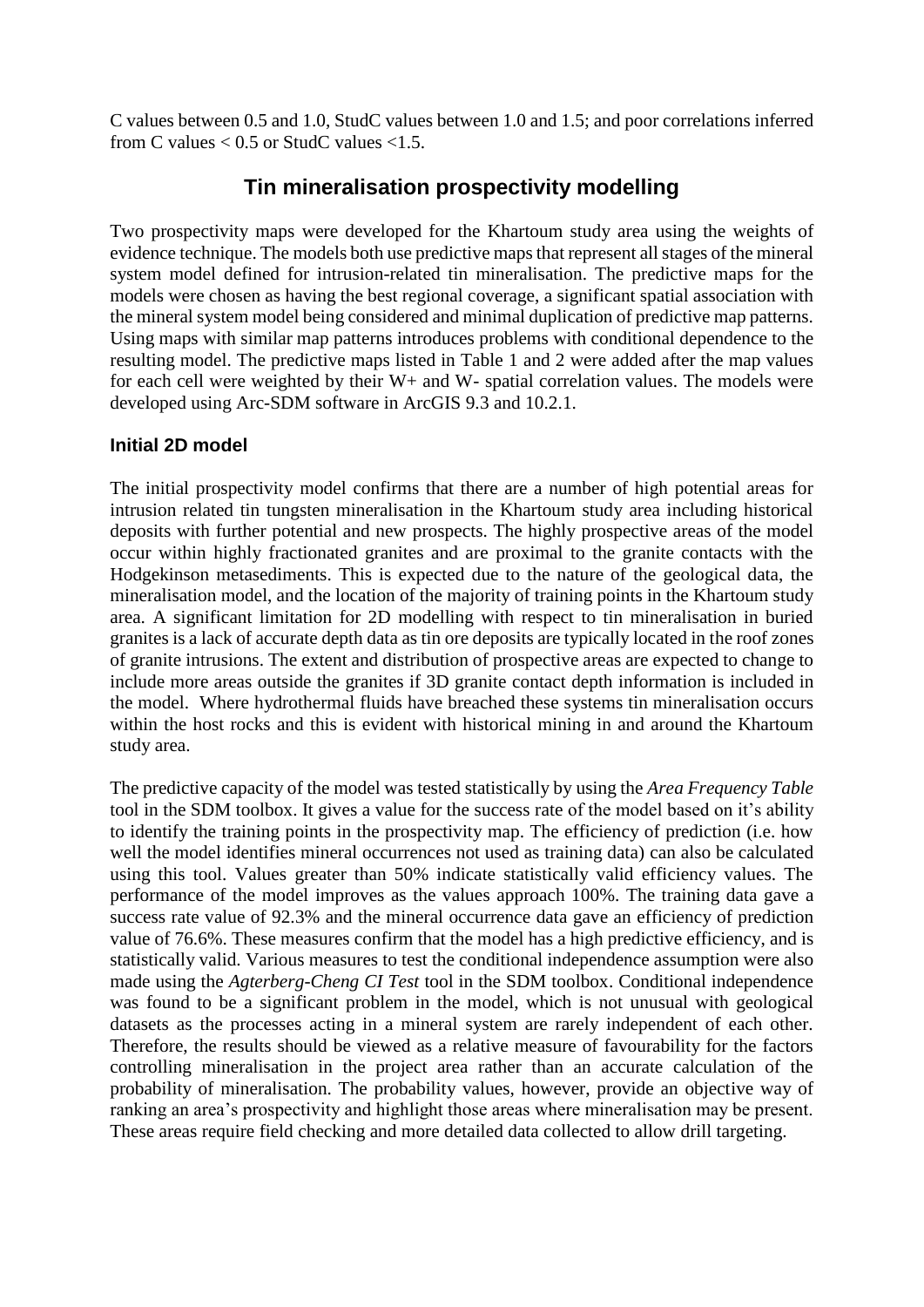C values between 0.5 and 1.0, StudC values between 1.0 and 1.5; and poor correlations inferred from C values < 0.5 or StudC values <1.5.

## Tin mineralisation prospectivity modelling

Two prospectivity maps were developed for the Khartoum study area using the weights of evidence technique. The models both use predictive maps that represent all stages of the mineral system model defined for intrusion-related tin mineralisation. The predictive maps for the models were chosen as having the best regional coverage, a significant spatial association with the mineral system model being considered and minimal duplication of predictive map patterns. Using maps with similar map patterns introduces problems with conditional dependence to the resulting model. The predictive maps listed in Table 1 and 2 were added after the map values for each cell were weighted by their W+ and W- spatial correlation values. The models were developed using Arc-SDM software in ArcGIS 9.3 and 10.2.1.

### Initial 2D model

The initial prospectivity model confirms that there are a number of high potential areas for intrusion related tin tungsten mineralisation in the Khartoum study area including historical deposits with further potential and new prospects. The highly prospective areas of the model occur within highly fractionated granites and are proximal to the granite contacts with the Hodgekinson metasediments. This is expected due to the nature of the geological data, the mineralisation model, and the location of the majority of training points in the Khartoum study area. A significant limitation for 2D modelling with respect to tin mineralisation in buried granites is a lack of accurate depth data as tin ore deposits are typically located in the roof zones of granite intrusions. The extent and distribution of prospective areas are expected to change to include more areas outside the granites if 3D granite contact depth information is included in the model. Where hydrothermal fluids have breached these systems tin mineralisation occurs within the host rocks and this is evident with historical mining in and around the Khartoum study area.

The predictive capacity of the model was tested statistically by using the *Area Frequency Table* tool in the SDM toolbox. It gives a value for the success rate of the model based on it's ability to identify the training points in the prospectivity map. The efficiency of prediction (i.e. how well the model identifies mineral occurrences not used as training data) can also be calculated using this tool. Values greater than 50% indicate statistically valid efficiency values. The performance of the model improves as the values approach 100%. The training data gave a success rate value of 92.3% and the mineral occurrence data gave an efficiency of prediction value of 76.6%. These measures confirm that the model has a high predictive efficiency, and is statistically valid. Various measures to test the conditional independence assumption were also made using the *Agterberg-Cheng CI Test* tool in the SDM toolbox. Conditional independence was found to be a significant problem in the model, which is not unusual with geological datasets as the processes acting in a mineral system are rarely independent of each other. Therefore, the results should be viewed as a relative measure of favourability for the factors controlling mineralisation in the project area rather than an accurate calculation of the probability of mineralisation. The probability values, however, provide an objective way of ranking an area's prospectivity and highlight those areas where mineralisation may be present. These areas require field checking and more detailed data collected to allow drill targeting.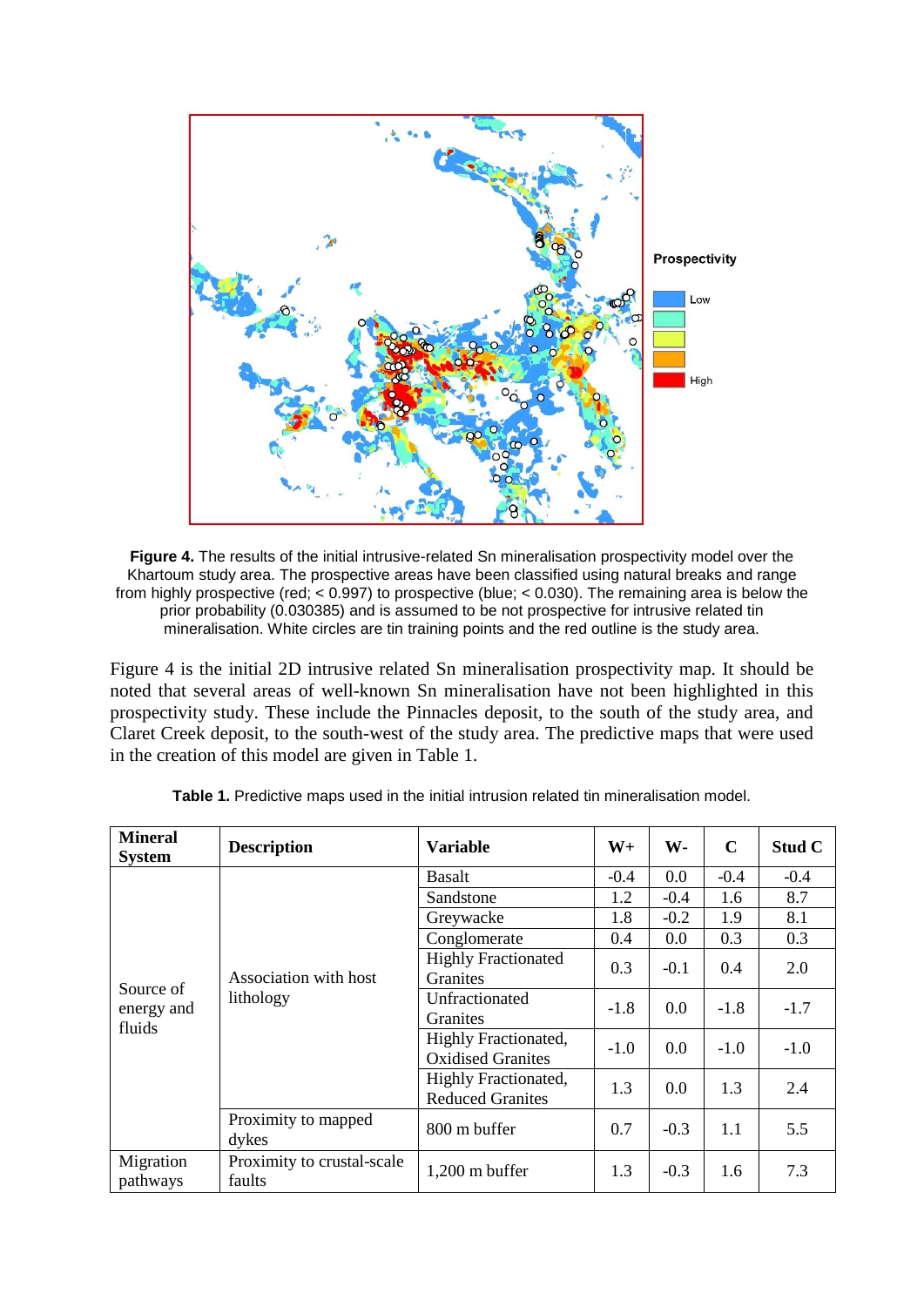**Figure 4.** The results of the initial intrusive-related Sn mineralisation prospectivity model over the Khartoum study area. The prospective areas have been classified using natural breaks and range from highly prospective (red; < 0.997) to prospective (blue; < 0.030). The remaining area is below the prior probability (0.030385) and is assumed to be not prospective for intrusive related tin mineralisation. White circles are tin training points and the red outline is the study area.

Figure 4 is the initial 2D intrusive related Sn mineralisation prospectivity map. It should be noted that several areas of well-known Sn mineralisation have not been highlighted in this prospectivity study. These include the Pinnacles deposit, to the south of the study area, and Claret Creek deposit, to the south-west of the study area. The predictive maps that were used in the creation of this model are given in Table 1.

**Table 1.** Predictive maps used in the initial intrusion related tin mineralisation model.

| Mineral System | Description | Variable | W+ | W- | C | Stud C |
|---|---|---|---|---|---|---|
| Source of energy and fluids | Association with host lithology | Basalt | -0.4 | 0.0 | -0.4 | -0.4 |
| | | Sandstone | 1.2 | -0.4 | 1.6 | 8.7 |
| | | Greywacke | 1.8 | -0.2 | 1.9 | 8.1 |
| | | Conglomerate | 0.4 | 0.0 | 0.3 | 0.3 |
| | | Highly Fractionated Granites | 0.3 | -0.1 | 0.4 | 2.0 |
| | | Unfractionated Granites | -1.8 | 0.0 | -1.8 | -1.7 |
| | | Highly Fractionated, Oxidised Granites | -1.0 | 0.0 | -1.0 | -1.0 |
| | | Highly Fractionated, Reduced Granites | 1.3 | 0.0 | 1.3 | 2.4 |
| | Proximity to mapped dykes | 800 m buffer | 0.7 | -0.3 | 1.1 | 5.5 |
| Migration pathways | Proximity to crustal-scale faults | 1,200 m buffer | 1.3 | -0.3 | 1.6 | 7.3 |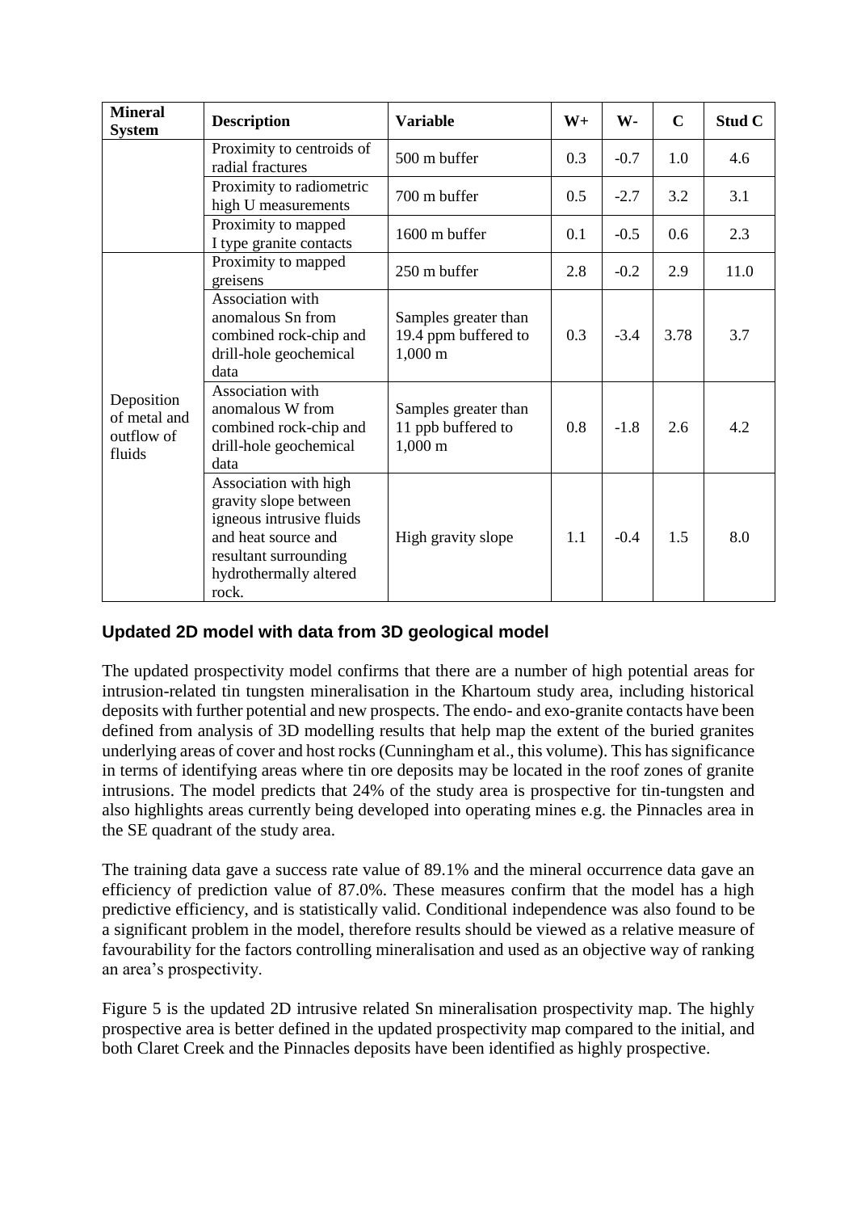| Mineral System | Description | Variable | W+ | W- | C | Stud C |
|---|---|---|---|---|---|---|
| | Proximity to centroids of radial fractures | 500 m buffer | 0.3 | -0.7 | 1.0 | 4.6 |
| | Proximity to radiometric high U measurements | 700 m buffer | 0.5 | -2.7 | 3.2 | 3.1 |
| | Proximity to mapped I type granite contacts | 1600 m buffer | 0.1 | -0.5 | 0.6 | 2.3 |
| Deposition of metal and outflow of fluids | Proximity to mapped greisens | 250 m buffer | 2.8 | -0.2 | 2.9 | 11.0 |
| | Association with anomalous Sn from combined rock-chip and drill-hole geochemical data | Samples greater than 19.4 ppm buffered to 1,000 m | 0.3 | -3.4 | 3.78 | 3.7 |
| | Association with anomalous W from combined rock-chip and drill-hole geochemical data | Samples greater than 11 ppb buffered to 1,000 m | 0.8 | -1.8 | 2.6 | 4.2 |
| | Association with high gravity slope between igneous intrusive fluids and heat source and resultant surrounding hydrothermally altered rock. | High gravity slope | 1.1 | -0.4 | 1.5 | 8.0 |

## Updated 2D model with data from 3D geological model

The updated prospectivity model confirms that there are a number of high potential areas for intrusion-related tin tungsten mineralisation in the Khartoum study area, including historical deposits with further potential and new prospects. The endo- and exo-granite contacts have been defined from analysis of 3D modelling results that help map the extent of the buried granites underlying areas of cover and host rocks (Cunningham et al., this volume). This has significance in terms of identifying areas where tin ore deposits may be located in the roof zones of granite intrusions. The model predicts that 24% of the study area is prospective for tin-tungsten and also highlights areas currently being developed into operating mines e.g. the Pinnacles area in the SE quadrant of the study area.

The training data gave a success rate value of 89.1% and the mineral occurrence data gave an efficiency of prediction value of 87.0%. These measures confirm that the model has a high predictive efficiency, and is statistically valid. Conditional independence was also found to be a significant problem in the model, therefore results should be viewed as a relative measure of favourability for the factors controlling mineralisation and used as an objective way of ranking an area's prospectivity.

Figure 5 is the updated 2D intrusive related Sn mineralisation prospectivity map. The highly prospective area is better defined in the updated prospectivity map compared to the initial, and both Claret Creek and the Pinnacles deposits have been identified as highly prospective.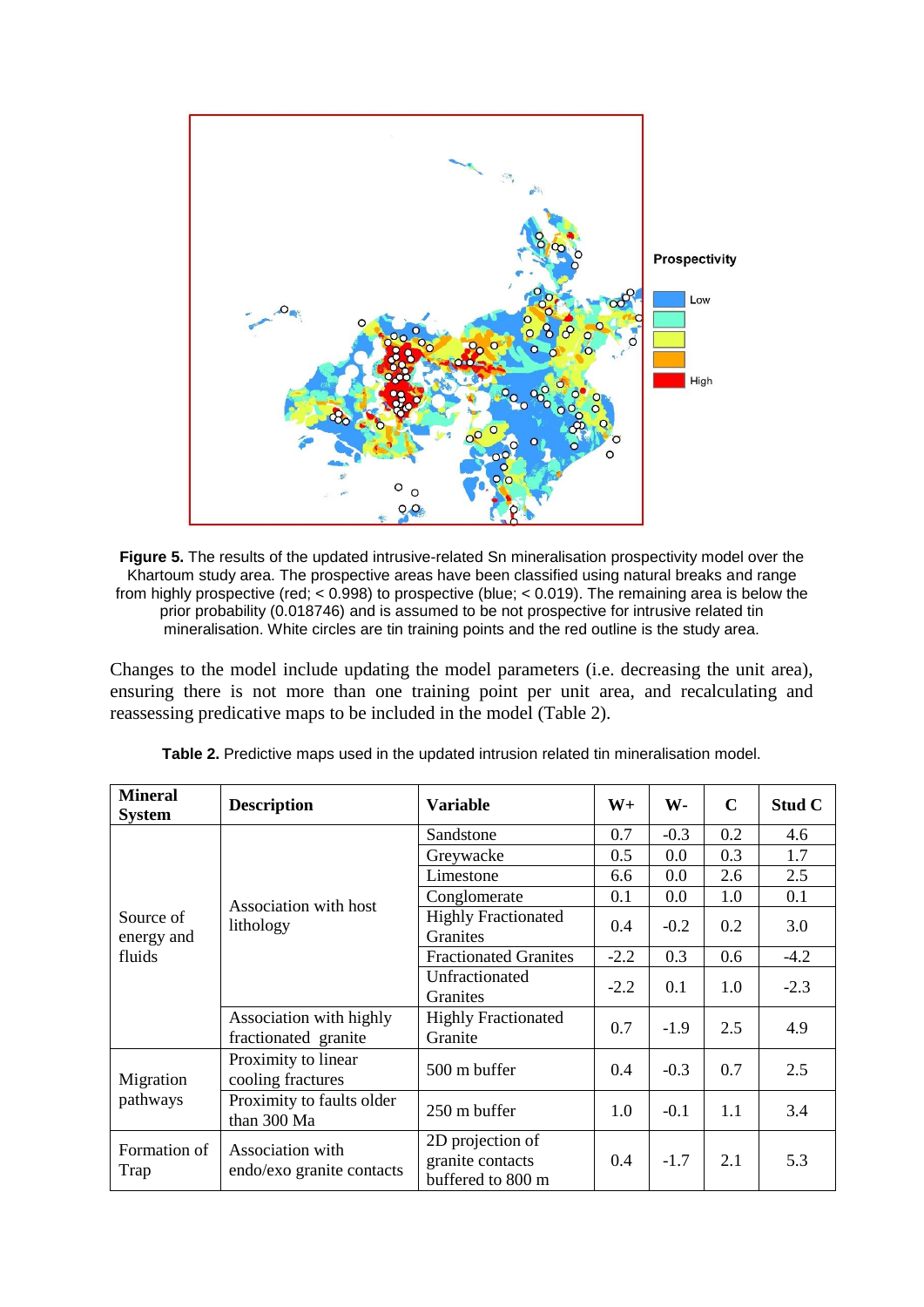**Figure 5.** The results of the updated intrusive-related Sn mineralisation prospectivity model over the Khartoum study area. The prospective areas have been classified using natural breaks and range from highly prospective (red; < 0.998) to prospective (blue; < 0.019). The remaining area is below the prior probability (0.018746) and is assumed to be not prospective for intrusive related tin mineralisation. White circles are tin training points and the red outline is the study area.

Changes to the model include updating the model parameters (i.e. decreasing the unit area), ensuring there is not more than one training point per unit area, and recalculating and reassessing predicative maps to be included in the model (Table 2).

**Table 2.** Predictive maps used in the updated intrusion related tin mineralisation model.

| Mineral System | Description | Variable | W+ | W- | C | Stud C |
|---|---|---|---|---|---|---|
| Source of energy and fluids | Association with host lithology | Sandstone | 0.7 | -0.3 | 0.2 | 4.6 |
| | | Greywacke | 0.5 | 0.0 | 0.3 | 1.7 |
| | | Limestone | 6.6 | 0.0 | 2.6 | 2.5 |
| | | Conglomerate | 0.1 | 0.0 | 1.0 | 0.1 |
| | | Highly Fractionated Granites | 0.4 | -0.2 | 0.2 | 3.0 |
| | | Fractionated Granites | -2.2 | 0.3 | 0.6 | -4.2 |
| | | Unfractionated Granites | -2.2 | 0.1 | 1.0 | -2.3 |
| | Association with highly fractionated granite | Highly Fractionated Granite | 0.7 | -1.9 | 2.5 | 4.9 |
| Migration pathways | Proximity to linear cooling fractures | 500 m buffer | 0.4 | -0.3 | 0.7 | 2.5 |
| | Proximity to faults older than 300 Ma | 250 m buffer | 1.0 | -0.1 | 1.1 | 3.4 |
| Formation of Trap | Association with endo/exo granite contacts | 2D projection of granite contacts buffered to 800 m | 0.4 | -1.7 | 2.1 | 5.3 |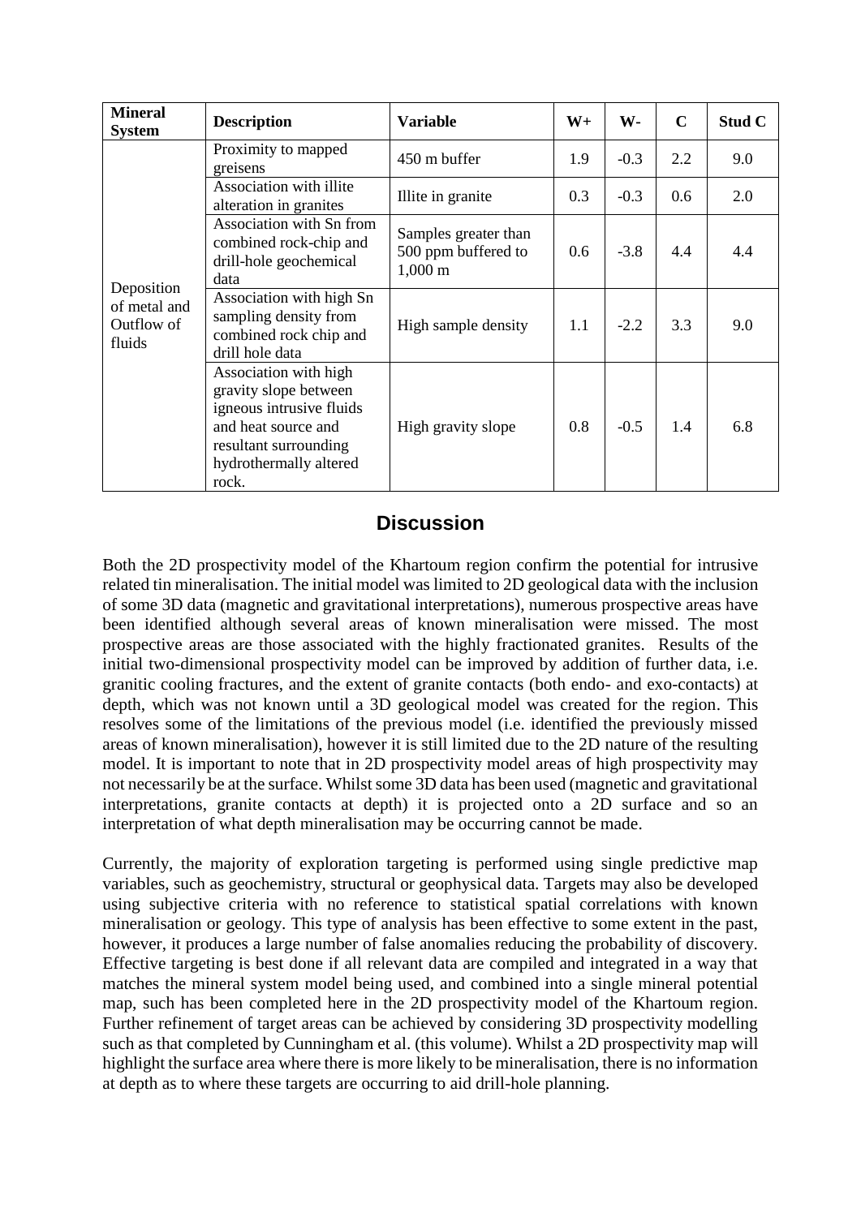| Mineral System | Description | Variable | W+ | W- | C | Stud C |
|---|---|---|---|---|---|---|
| Deposition of metal and Outflow of fluids | Proximity to mapped greisens | 450 m buffer | 1.9 | -0.3 | 2.2 | 9.0 |
| | Association with illite alteration in granites | Illite in granite | 0.3 | -0.3 | 0.6 | 2.0 |
| | Association with Sn from combined rock-chip and drill-hole geochemical data | Samples greater than 500 ppm buffered to 1,000 m | 0.6 | -3.8 | 4.4 | 4.4 |
| | Association with high Sn sampling density from combined rock chip and drill hole data | High sample density | 1.1 | -2.2 | 3.3 | 9.0 |
| | Association with high gravity slope between igneous intrusive fluids and heat source and resultant surrounding hydrothermally altered rock. | High gravity slope | 0.8 | -0.5 | 1.4 | 6.8 |

## Discussion

Both the 2D prospectivity model of the Khartoum region confirm the potential for intrusive related tin mineralisation. The initial model was limited to 2D geological data with the inclusion of some 3D data (magnetic and gravitational interpretations), numerous prospective areas have been identified although several areas of known mineralisation were missed. The most prospective areas are those associated with the highly fractionated granites. Results of the initial two-dimensional prospectivity model can be improved by addition of further data, i.e. granitic cooling fractures, and the extent of granite contacts (both endo- and exo-contacts) at depth, which was not known until a 3D geological model was created for the region. This resolves some of the limitations of the previous model (i.e. identified the previously missed areas of known mineralisation), however it is still limited due to the 2D nature of the resulting model. It is important to note that in 2D prospectivity model areas of high prospectivity may not necessarily be at the surface. Whilst some 3D data has been used (magnetic and gravitational interpretations, granite contacts at depth) it is projected onto a 2D surface and so an interpretation of what depth mineralisation may be occurring cannot be made.

Currently, the majority of exploration targeting is performed using single predictive map variables, such as geochemistry, structural or geophysical data. Targets may also be developed using subjective criteria with no reference to statistical spatial correlations with known mineralisation or geology. This type of analysis has been effective to some extent in the past, however, it produces a large number of false anomalies reducing the probability of discovery. Effective targeting is best done if all relevant data are compiled and integrated in a way that matches the mineral system model being used, and combined into a single mineral potential map, such has been completed here in the 2D prospectivity model of the Khartoum region. Further refinement of target areas can be achieved by considering 3D prospectivity modelling such as that completed by Cunningham et al. (this volume). Whilst a 2D prospectivity map will highlight the surface area where there is more likely to be mineralisation, there is no information at depth as to where these targets are occurring to aid drill-hole planning.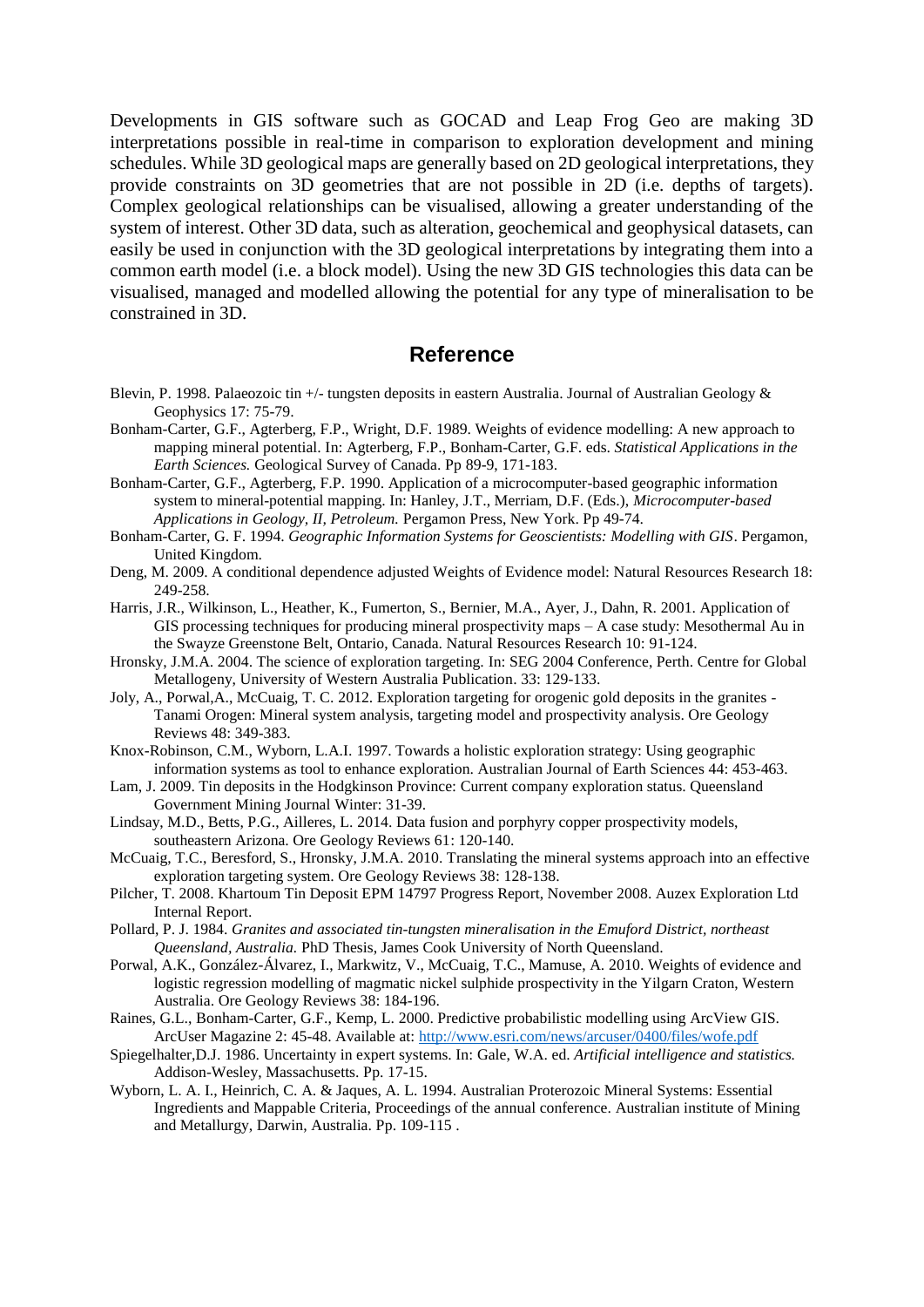Developments in GIS software such as GOCAD and Leap Frog Geo are making 3D interpretations possible in real-time in comparison to exploration development and mining schedules. While 3D geological maps are generally based on 2D geological interpretations, they provide constraints on 3D geometries that are not possible in 2D (i.e. depths of targets). Complex geological relationships can be visualised, allowing a greater understanding of the system of interest. Other 3D data, such as alteration, geochemical and geophysical datasets, can easily be used in conjunction with the 3D geological interpretations by integrating them into a common earth model (i.e. a block model). Using the new 3D GIS technologies this data can be visualised, managed and modelled allowing the potential for any type of mineralisation to be constrained in 3D.

## Reference

Blevin, P. 1998. Palaeozoic tin +/- tungsten deposits in eastern Australia. Journal of Australian Geology & Geophysics 17: 75-79.

Bonham-Carter, G.F., Agterberg, F.P., Wright, D.F. 1989. Weights of evidence modelling: A new approach to mapping mineral potential. In: Agterberg, F.P., Bonham-Carter, G.F. eds. *Statistical Applications in the Earth Sciences.* Geological Survey of Canada. Pp 89-9, 171-183.

Bonham-Carter, G.F., Agterberg, F.P. 1990. Application of a microcomputer-based geographic information system to mineral-potential mapping. In: Hanley, J.T., Merriam, D.F. (Eds.), *Microcomputer-based Applications in Geology, II, Petroleum.* Pergamon Press, New York. Pp 49-74.

Bonham-Carter, G. F. 1994. *Geographic Information Systems for Geoscientists: Modelling with GIS*. Pergamon, United Kingdom.

Deng, M. 2009. A conditional dependence adjusted Weights of Evidence model: Natural Resources Research 18: 249-258.

Harris, J.R., Wilkinson, L., Heather, K., Fumerton, S., Bernier, M.A., Ayer, J., Dahn, R. 2001. Application of GIS processing techniques for producing mineral prospectivity maps – A case study: Mesothermal Au in the Swayze Greenstone Belt, Ontario, Canada. Natural Resources Research 10: 91-124.

Hronsky, J.M.A. 2004. The science of exploration targeting. In: SEG 2004 Conference, Perth. Centre for Global Metallogeny, University of Western Australia Publication. 33: 129-133.

Joly, A., Porwal,A., McCuaig, T. C. 2012. Exploration targeting for orogenic gold deposits in the granites - Tanami Orogen: Mineral system analysis, targeting model and prospectivity analysis. Ore Geology Reviews 48: 349-383.

Knox-Robinson, C.M., Wyborn, L.A.I. 1997. Towards a holistic exploration strategy: Using geographic information systems as tool to enhance exploration. Australian Journal of Earth Sciences 44: 453-463.

Lam, J. 2009. Tin deposits in the Hodgkinson Province: Current company exploration status. Queensland Government Mining Journal Winter: 31-39.

Lindsay, M.D., Betts, P.G., Ailleres, L. 2014. Data fusion and porphyry copper prospectivity models, southeastern Arizona. Ore Geology Reviews 61: 120-140.

McCuaig, T.C., Beresford, S., Hronsky, J.M.A. 2010. Translating the mineral systems approach into an effective exploration targeting system. Ore Geology Reviews 38: 128-138.

Pilcher, T. 2008. Khartoum Tin Deposit EPM 14797 Progress Report, November 2008. Auzex Exploration Ltd Internal Report.

Pollard, P. J. 1984. *Granites and associated tin-tungsten mineralisation in the Emuford District, northeast Queensland, Australia.* PhD Thesis, James Cook University of North Queensland.

Porwal, A.K., González-Álvarez, I., Markwitz, V., McCuaig, T.C., Mamuse, A. 2010. Weights of evidence and logistic regression modelling of magmatic nickel sulphide prospectivity in the Yilgarn Craton, Western Australia. Ore Geology Reviews 38: 184-196.

Raines, G.L., Bonham-Carter, G.F., Kemp, L. 2000. Predictive probabilistic modelling using ArcView GIS. ArcUser Magazine 2: 45-48. Available at: http://www.esri.com/news/arcuser/0400/files/wofe.pdf

Spiegelhalter,D.J. 1986. Uncertainty in expert systems. In: Gale, W.A. ed. *Artificial intelligence and statistics.* Addison-Wesley, Massachusetts. Pp. 17-15.

Wyborn, L. A. I., Heinrich, C. A. & Jaques, A. L. 1994. Australian Proterozoic Mineral Systems: Essential Ingredients and Mappable Criteria, Proceedings of the annual conference. Australian institute of Mining and Metallurgy, Darwin, Australia. Pp. 109-115 .